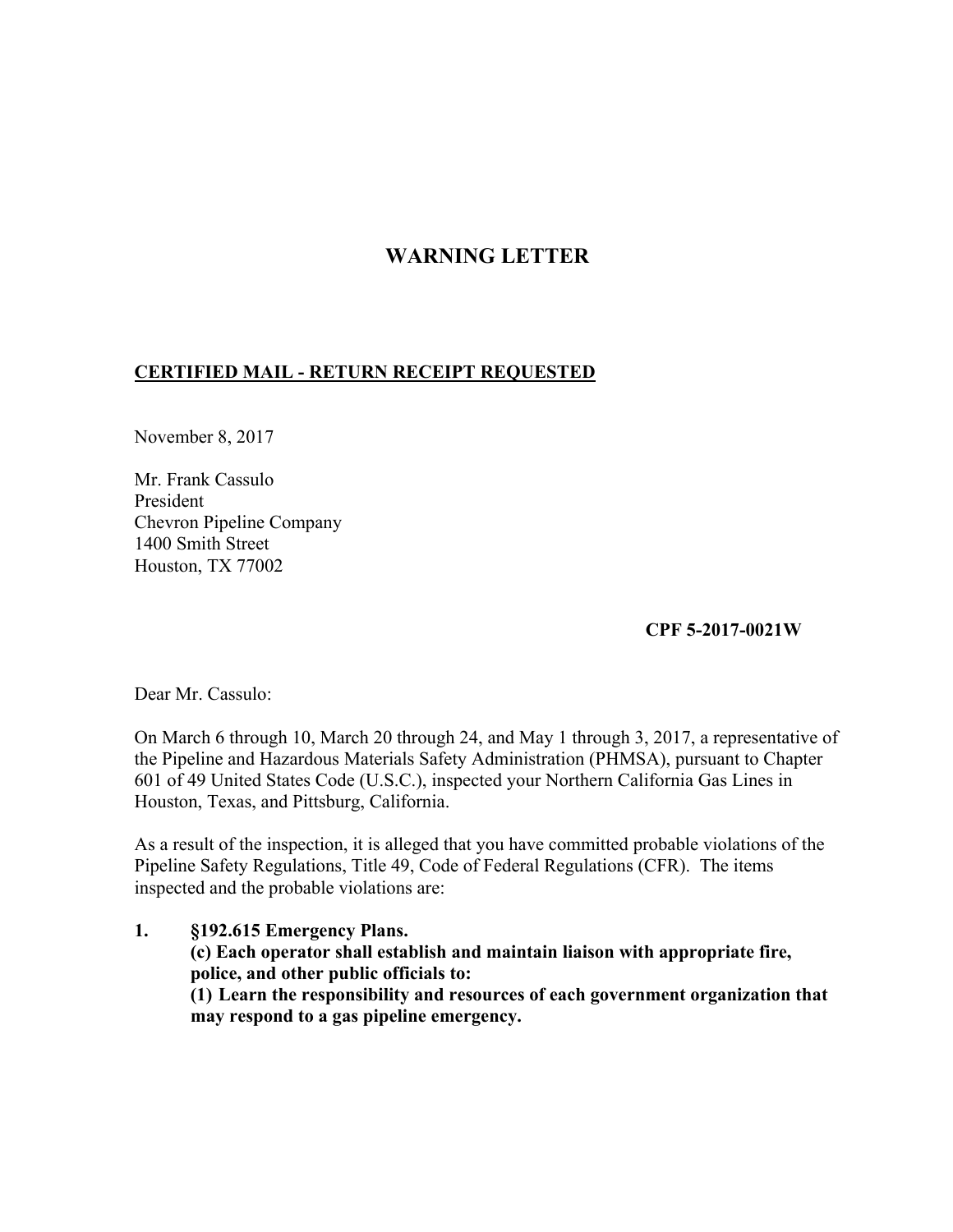# WARNING LETTER

**CERTIFIED MAIL - RETURN RECEIPT REQUESTED**

November 8, 2017

Mr. Frank Cassulo
President
Chevron Pipeline Company
1400 Smith Street
Houston, TX 77002

**CPF 5-2017-0021W**

Dear Mr. Cassulo:

On March 6 through 10, March 20 through 24, and May 1 through 3, 2017, a representative of the Pipeline and Hazardous Materials Safety Administration (PHMSA), pursuant to Chapter 601 of 49 United States Code (U.S.C.), inspected your Northern California Gas Lines in Houston, Texas, and Pittsburg, California.

As a result of the inspection, it is alleged that you have committed probable violations of the Pipeline Safety Regulations, Title 49, Code of Federal Regulations (CFR). The items inspected and the probable violations are:

1. **§192.615 Emergency Plans.**
   **(c) Each operator shall establish and maintain liaison with appropriate fire, police, and other public officials to:**
   **(1) Learn the responsibility and resources of each government organization that may respond to a gas pipeline emergency.**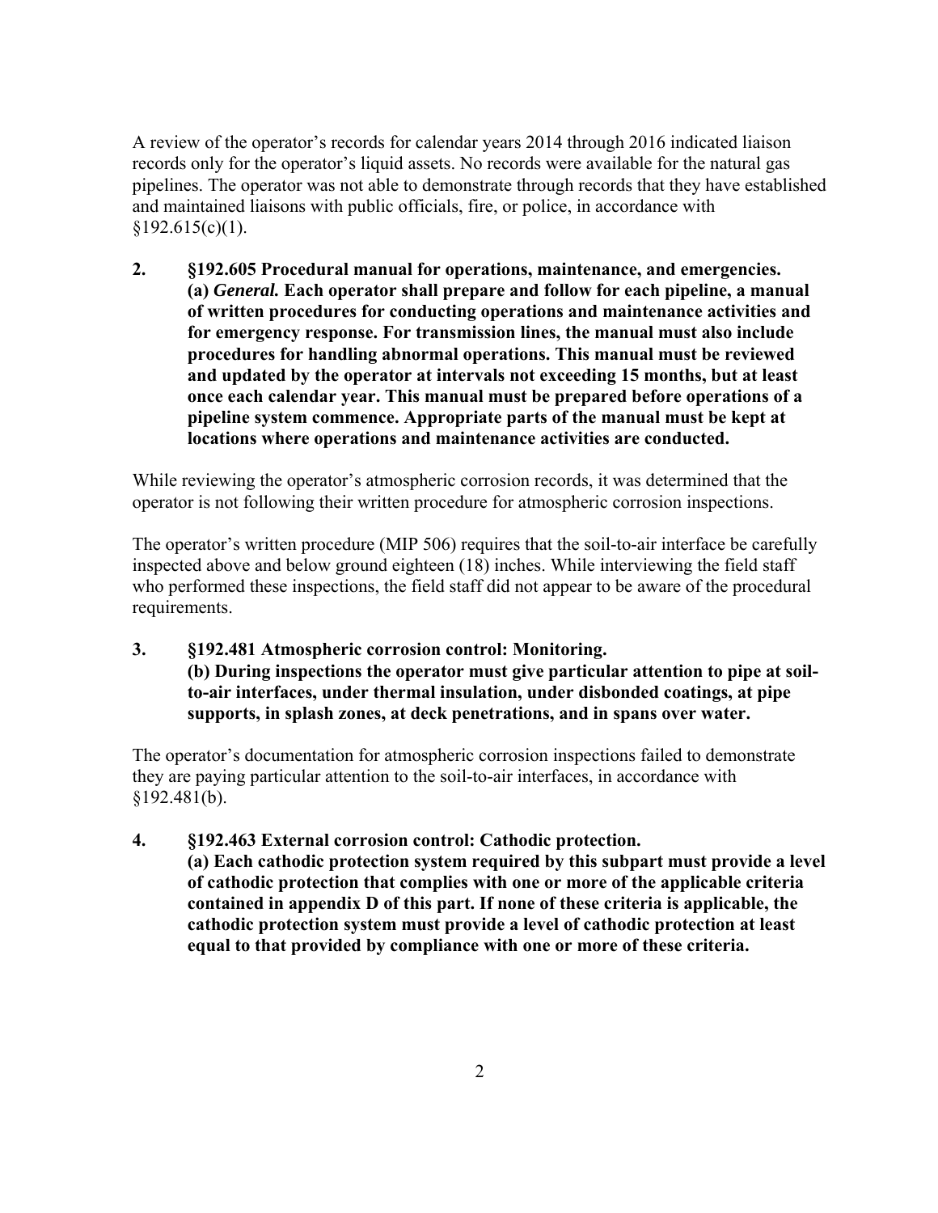A review of the operator's records for calendar years 2014 through 2016 indicated liaison records only for the operator's liquid assets. No records were available for the natural gas pipelines. The operator was not able to demonstrate through records that they have established and maintained liaisons with public officials, fire, or police, in accordance with §192.615(c)(1).

**2. §192.605 Procedural manual for operations, maintenance, and emergencies.**
**(a) *General.* Each operator shall prepare and follow for each pipeline, a manual of written procedures for conducting operations and maintenance activities and for emergency response. For transmission lines, the manual must also include procedures for handling abnormal operations. This manual must be reviewed and updated by the operator at intervals not exceeding 15 months, but at least once each calendar year. This manual must be prepared before operations of a pipeline system commence. Appropriate parts of the manual must be kept at locations where operations and maintenance activities are conducted.**

While reviewing the operator's atmospheric corrosion records, it was determined that the operator is not following their written procedure for atmospheric corrosion inspections.

The operator's written procedure (MIP 506) requires that the soil-to-air interface be carefully inspected above and below ground eighteen (18) inches. While interviewing the field staff who performed these inspections, the field staff did not appear to be aware of the procedural requirements.

**3. §192.481 Atmospheric corrosion control: Monitoring.**
**(b) During inspections the operator must give particular attention to pipe at soil-to-air interfaces, under thermal insulation, under disbonded coatings, at pipe supports, in splash zones, at deck penetrations, and in spans over water.**

The operator's documentation for atmospheric corrosion inspections failed to demonstrate they are paying particular attention to the soil-to-air interfaces, in accordance with §192.481(b).

**4. §192.463 External corrosion control: Cathodic protection.**
**(a) Each cathodic protection system required by this subpart must provide a level of cathodic protection that complies with one or more of the applicable criteria contained in appendix D of this part. If none of these criteria is applicable, the cathodic protection system must provide a level of cathodic protection at least equal to that provided by compliance with one or more of these criteria.**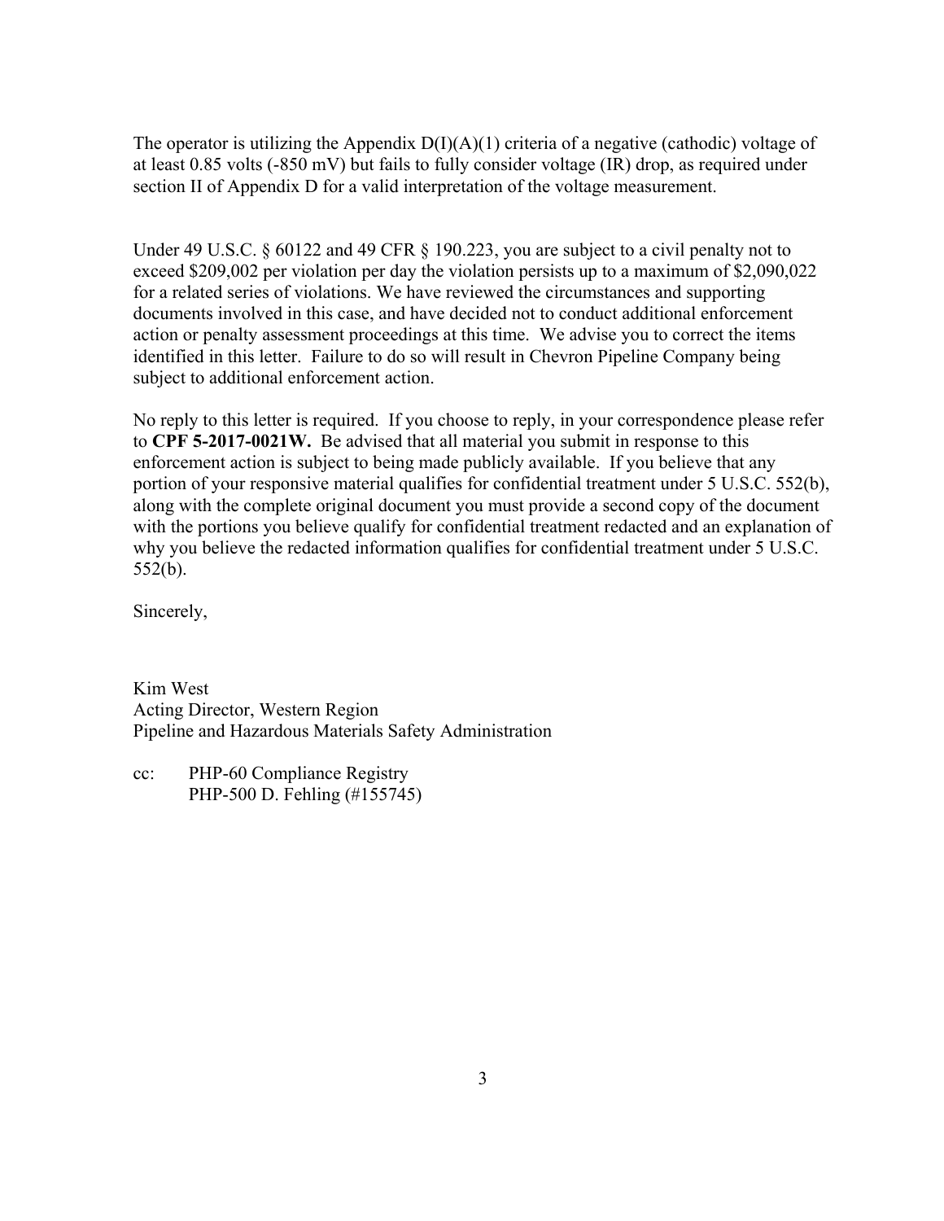The operator is utilizing the Appendix D(I)(A)(1) criteria of a negative (cathodic) voltage of at least 0.85 volts (-850 mV) but fails to fully consider voltage (IR) drop, as required under section II of Appendix D for a valid interpretation of the voltage measurement.

Under 49 U.S.C. § 60122 and 49 CFR § 190.223, you are subject to a civil penalty not to exceed $209,002 per violation per day the violation persists up to a maximum of $2,090,022 for a related series of violations. We have reviewed the circumstances and supporting documents involved in this case, and have decided not to conduct additional enforcement action or penalty assessment proceedings at this time. We advise you to correct the items identified in this letter. Failure to do so will result in Chevron Pipeline Company being subject to additional enforcement action.

No reply to this letter is required. If you choose to reply, in your correspondence please refer to **CPF 5-2017-0021W.** Be advised that all material you submit in response to this enforcement action is subject to being made publicly available. If you believe that any portion of your responsive material qualifies for confidential treatment under 5 U.S.C. 552(b), along with the complete original document you must provide a second copy of the document with the portions you believe qualify for confidential treatment redacted and an explanation of why you believe the redacted information qualifies for confidential treatment under 5 U.S.C. 552(b).

Sincerely,

Kim West
Acting Director, Western Region
Pipeline and Hazardous Materials Safety Administration

cc: PHP-60 Compliance Registry
PHP-500 D. Fehling (#155745)